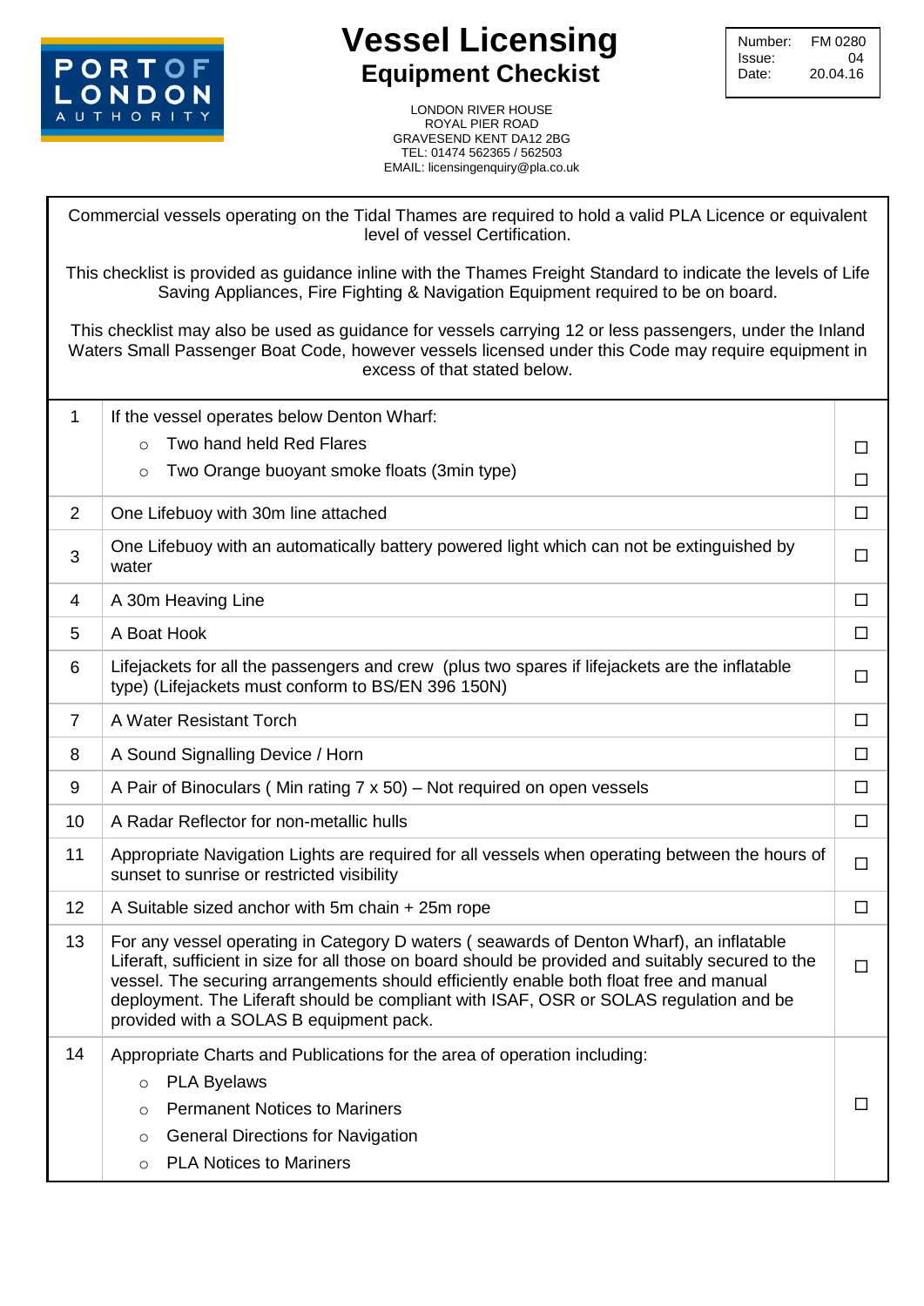PORT OF LONDON AUTHORITY

# Vessel Licensing
## Equipment Checklist

| Number: | FM 0280 |
|---|---|
| Issue: | 04 |
| Date: | 20.04.16 |

LONDON RIVER HOUSE
ROYAL PIER ROAD
GRAVESEND KENT DA12 2BG
TEL: 01474 562365 / 562503
EMAIL: licensingenquiry@pla.co.uk

Commercial vessels operating on the Tidal Thames are required to hold a valid PLA Licence or equivalent level of vessel Certification.

This checklist is provided as guidance inline with the Thames Freight Standard to indicate the levels of Life Saving Appliances, Fire Fighting & Navigation Equipment required to be on board.

This checklist may also be used as guidance for vessels carrying 12 or less passengers, under the Inland Waters Small Passenger Boat Code, however vessels licensed under this Code may require equipment in excess of that stated below.

| | | |
|---|---|---|
| 1 | If the vessel operates below Denton Wharf:<br>○ Two hand held Red Flares<br>○ Two Orange buoyant smoke floats (3min type) | ☐<br>☐ |
| 2 | One Lifebuoy with 30m line attached | ☐ |
| 3 | One Lifebuoy with an automatically battery powered light which can not be extinguished by water | ☐ |
| 4 | A 30m Heaving Line | ☐ |
| 5 | A Boat Hook | ☐ |
| 6 | Lifejackets for all the passengers and crew (plus two spares if lifejackets are the inflatable type) (Lifejackets must conform to BS/EN 396 150N) | ☐ |
| 7 | A Water Resistant Torch | ☐ |
| 8 | A Sound Signalling Device / Horn | ☐ |
| 9 | A Pair of Binoculars ( Min rating 7 x 50) – Not required on open vessels | ☐ |
| 10 | A Radar Reflector for non-metallic hulls | ☐ |
| 11 | Appropriate Navigation Lights are required for all vessels when operating between the hours of sunset to sunrise or restricted visibility | ☐ |
| 12 | A Suitable sized anchor with 5m chain + 25m rope | ☐ |
| 13 | For any vessel operating in Category D waters ( seawards of Denton Wharf), an inflatable Liferaft, sufficient in size for all those on board should be provided and suitably secured to the vessel. The securing arrangements should efficiently enable both float free and manual deployment. The Liferaft should be compliant with ISAF, OSR or SOLAS regulation and be provided with a SOLAS B equipment pack. | ☐ |
| 14 | Appropriate Charts and Publications for the area of operation including:<br>○ PLA Byelaws<br>○ Permanent Notices to Mariners<br>○ General Directions for Navigation<br>○ PLA Notices to Mariners | ☐ |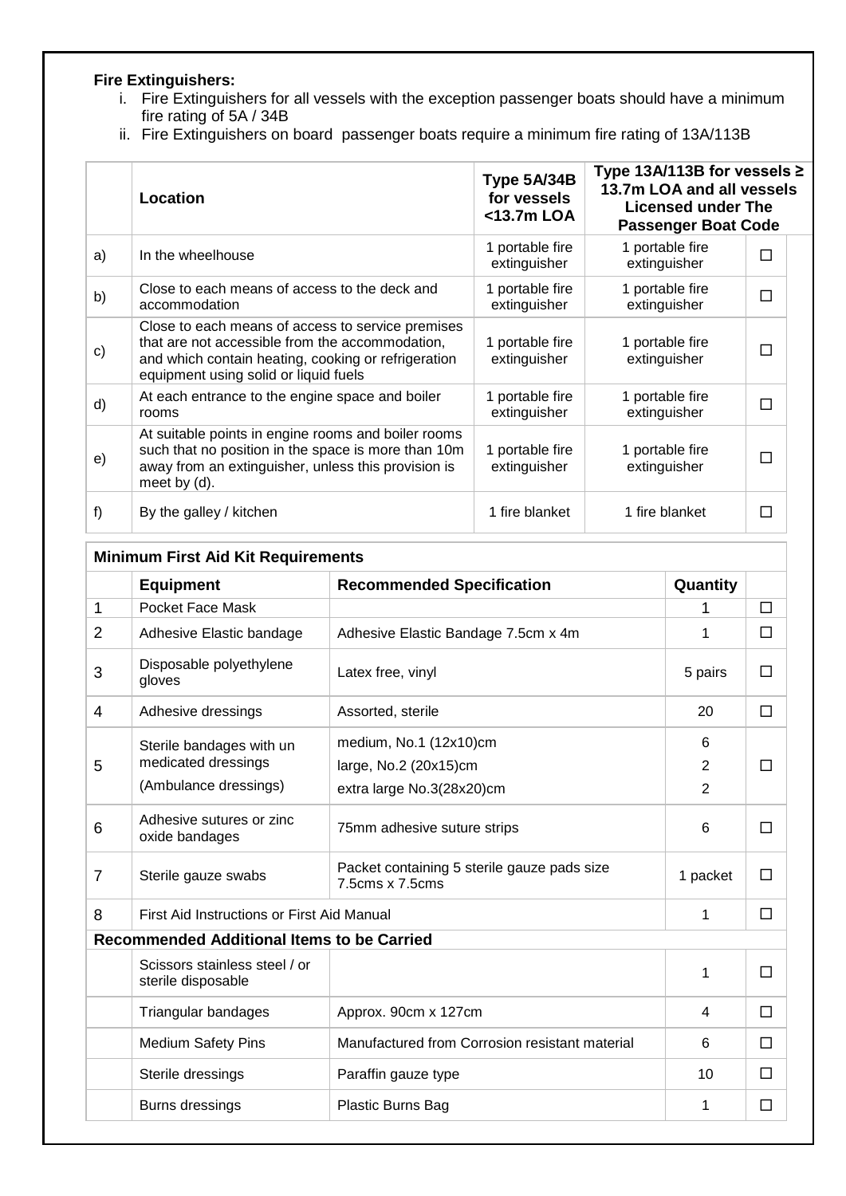**Fire Extinguishers:**

i. Fire Extinguishers for all vessels with the exception passenger boats should have a minimum fire rating of 5A / 34B
ii. Fire Extinguishers on board passenger boats require a minimum fire rating of 13A/113B

| | Location | Type 5A/34B for vessels <13.7m LOA | Type 13A/113B for vessels ≥ 13.7m LOA and all vessels Licensed under The Passenger Boat Code | |
|---|---|---|---|---|
| a) | In the wheelhouse | 1 portable fire extinguisher | 1 portable fire extinguisher | ☐ |
| b) | Close to each means of access to the deck and accommodation | 1 portable fire extinguisher | 1 portable fire extinguisher | ☐ |
| c) | Close to each means of access to service premises that are not accessible from the accommodation, and which contain heating, cooking or refrigeration equipment using solid or liquid fuels | 1 portable fire extinguisher | 1 portable fire extinguisher | ☐ |
| d) | At each entrance to the engine space and boiler rooms | 1 portable fire extinguisher | 1 portable fire extinguisher | ☐ |
| e) | At suitable points in engine rooms and boiler rooms such that no position in the space is more than 10m away from an extinguisher, unless this provision is meet by (d). | 1 portable fire extinguisher | 1 portable fire extinguisher | ☐ |
| f) | By the galley / kitchen | 1 fire blanket | 1 fire blanket | ☐ |

| Minimum First Aid Kit Requirements | | | | |
|---|---|---|---|---|
| | **Equipment** | **Recommended Specification** | **Quantity** | |
| 1 | Pocket Face Mask | | 1 | ☐ |
| 2 | Adhesive Elastic bandage | Adhesive Elastic Bandage 7.5cm x 4m | 1 | ☐ |
| 3 | Disposable polyethylene gloves | Latex free, vinyl | 5 pairs | ☐ |
| 4 | Adhesive dressings | Assorted, sterile | 20 | ☐ |
| 5 | Sterile bandages with un medicated dressings (Ambulance dressings) | medium, No.1 (12x10)cm<br>large, No.2 (20x15)cm<br>extra large No.3(28x20)cm | 6<br>2<br>2 | ☐ |
| 6 | Adhesive sutures or zinc oxide bandages | 75mm adhesive suture strips | 6 | ☐ |
| 7 | Sterile gauze swabs | Packet containing 5 sterile gauze pads size 7.5cms x 7.5cms | 1 packet | ☐ |
| 8 | First Aid Instructions or First Aid Manual | | 1 | ☐ |
| **Recommended Additional Items to be Carried** | | | | |
| | Scissors stainless steel / or sterile disposable | | 1 | ☐ |
| | Triangular bandages | Approx. 90cm x 127cm | 4 | ☐ |
| | Medium Safety Pins | Manufactured from Corrosion resistant material | 6 | ☐ |
| | Sterile dressings | Paraffin gauze type | 10 | ☐ |
| | Burns dressings | Plastic Burns Bag | 1 | ☐ |